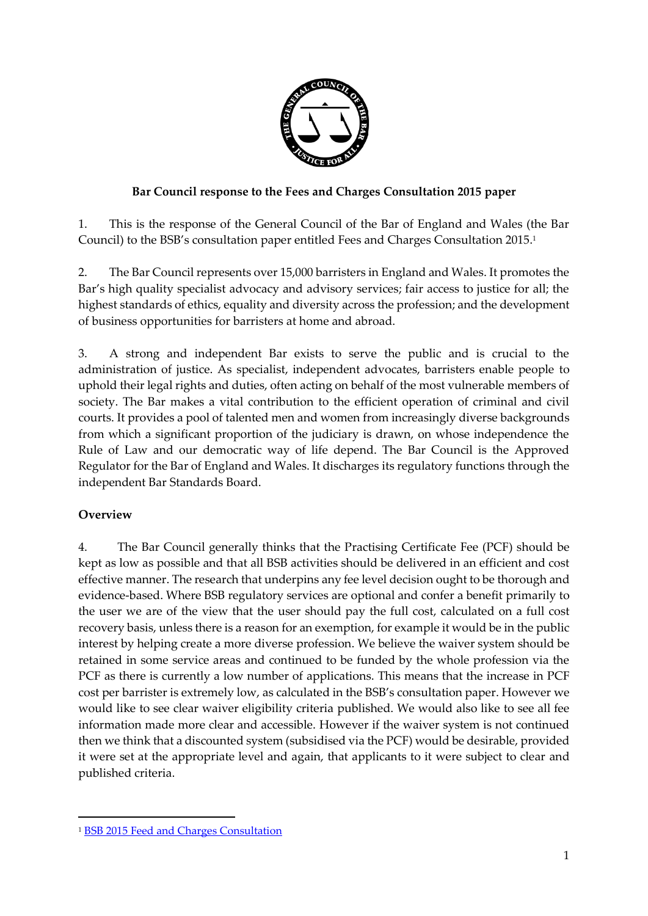**Bar Council response to the Fees and Charges Consultation 2015 paper**

1. This is the response of the General Council of the Bar of England and Wales (the Bar Council) to the BSB's consultation paper entitled Fees and Charges Consultation 2015.[1]

2. The Bar Council represents over 15,000 barristers in England and Wales. It promotes the Bar's high quality specialist advocacy and advisory services; fair access to justice for all; the highest standards of ethics, equality and diversity across the profession; and the development of business opportunities for barristers at home and abroad.

3. A strong and independent Bar exists to serve the public and is crucial to the administration of justice. As specialist, independent advocates, barristers enable people to uphold their legal rights and duties, often acting on behalf of the most vulnerable members of society. The Bar makes a vital contribution to the efficient operation of criminal and civil courts. It provides a pool of talented men and women from increasingly diverse backgrounds from which a significant proportion of the judiciary is drawn, on whose independence the Rule of Law and our democratic way of life depend. The Bar Council is the Approved Regulator for the Bar of England and Wales. It discharges its regulatory functions through the independent Bar Standards Board.

**Overview**

4. The Bar Council generally thinks that the Practising Certificate Fee (PCF) should be kept as low as possible and that all BSB activities should be delivered in an efficient and cost effective manner. The research that underpins any fee level decision ought to be thorough and evidence-based. Where BSB regulatory services are optional and confer a benefit primarily to the user we are of the view that the user should pay the full cost, calculated on a full cost recovery basis, unless there is a reason for an exemption, for example it would be in the public interest by helping create a more diverse profession. We believe the waiver system should be retained in some service areas and continued to be funded by the whole profession via the PCF as there is currently a low number of applications. This means that the increase in PCF cost per barrister is extremely low, as calculated in the BSB's consultation paper. However we would like to see clear waiver eligibility criteria published. We would also like to see all fee information made more clear and accessible. However if the waiver system is not continued then we think that a discounted system (subsidised via the PCF) would be desirable, provided it were set at the appropriate level and again, that applicants to it were subject to clear and published criteria.

---

[1] BSB 2015 Feed and Charges Consultation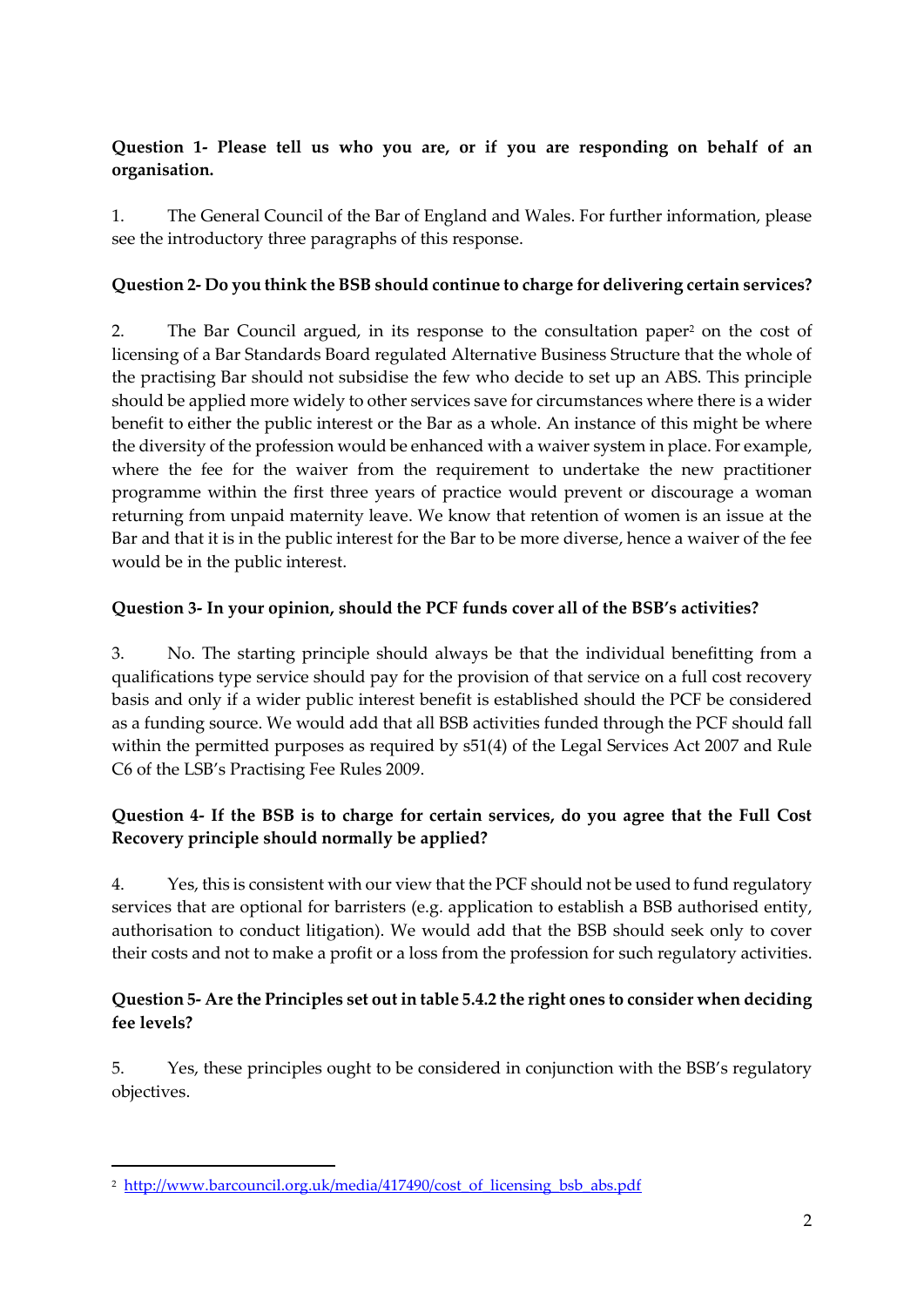**Question 1- Please tell us who you are, or if you are responding on behalf of an organisation.**

1. The General Council of the Bar of England and Wales. For further information, please see the introductory three paragraphs of this response.

**Question 2- Do you think the BSB should continue to charge for delivering certain services?**

2. The Bar Council argued, in its response to the consultation paper[2] on the cost of licensing of a Bar Standards Board regulated Alternative Business Structure that the whole of the practising Bar should not subsidise the few who decide to set up an ABS. This principle should be applied more widely to other services save for circumstances where there is a wider benefit to either the public interest or the Bar as a whole. An instance of this might be where the diversity of the profession would be enhanced with a waiver system in place. For example, where the fee for the waiver from the requirement to undertake the new practitioner programme within the first three years of practice would prevent or discourage a woman returning from unpaid maternity leave. We know that retention of women is an issue at the Bar and that it is in the public interest for the Bar to be more diverse, hence a waiver of the fee would be in the public interest.

**Question 3- In your opinion, should the PCF funds cover all of the BSB's activities?**

3. No. The starting principle should always be that the individual benefitting from a qualifications type service should pay for the provision of that service on a full cost recovery basis and only if a wider public interest benefit is established should the PCF be considered as a funding source. We would add that all BSB activities funded through the PCF should fall within the permitted purposes as required by s51(4) of the Legal Services Act 2007 and Rule C6 of the LSB's Practising Fee Rules 2009.

**Question 4- If the BSB is to charge for certain services, do you agree that the Full Cost Recovery principle should normally be applied?**

4. Yes, this is consistent with our view that the PCF should not be used to fund regulatory services that are optional for barristers (e.g. application to establish a BSB authorised entity, authorisation to conduct litigation). We would add that the BSB should seek only to cover their costs and not to make a profit or a loss from the profession for such regulatory activities.

**Question 5- Are the Principles set out in table 5.4.2 the right ones to consider when deciding fee levels?**

5. Yes, these principles ought to be considered in conjunction with the BSB's regulatory objectives.

---

[2] http://www.barcouncil.org.uk/media/417490/cost_of_licensing_bsb_abs.pdf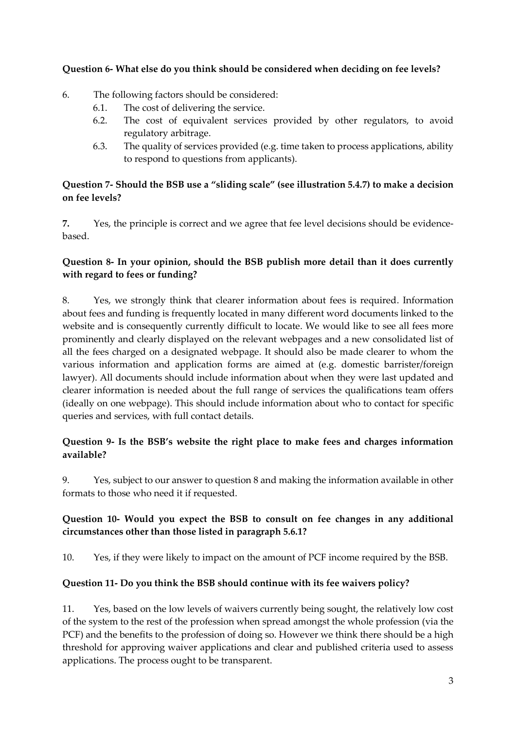**Question 6- What else do you think should be considered when deciding on fee levels?**

6. The following factors should be considered:
   6.1. The cost of delivering the service.
   6.2. The cost of equivalent services provided by other regulators, to avoid regulatory arbitrage.
   6.3. The quality of services provided (e.g. time taken to process applications, ability to respond to questions from applicants).

**Question 7- Should the BSB use a "sliding scale" (see illustration 5.4.7) to make a decision on fee levels?**

**7.** Yes, the principle is correct and we agree that fee level decisions should be evidence-based.

**Question 8- In your opinion, should the BSB publish more detail than it does currently with regard to fees or funding?**

8. Yes, we strongly think that clearer information about fees is required. Information about fees and funding is frequently located in many different word documents linked to the website and is consequently currently difficult to locate. We would like to see all fees more prominently and clearly displayed on the relevant webpages and a new consolidated list of all the fees charged on a designated webpage. It should also be made clearer to whom the various information and application forms are aimed at (e.g. domestic barrister/foreign lawyer). All documents should include information about when they were last updated and clearer information is needed about the full range of services the qualifications team offers (ideally on one webpage). This should include information about who to contact for specific queries and services, with full contact details.

**Question 9- Is the BSB's website the right place to make fees and charges information available?**

9. Yes, subject to our answer to question 8 and making the information available in other formats to those who need it if requested.

**Question 10- Would you expect the BSB to consult on fee changes in any additional circumstances other than those listed in paragraph 5.6.1?**

10. Yes, if they were likely to impact on the amount of PCF income required by the BSB.

**Question 11- Do you think the BSB should continue with its fee waivers policy?**

11. Yes, based on the low levels of waivers currently being sought, the relatively low cost of the system to the rest of the profession when spread amongst the whole profession (via the PCF) and the benefits to the profession of doing so. However we think there should be a high threshold for approving waiver applications and clear and published criteria used to assess applications. The process ought to be transparent.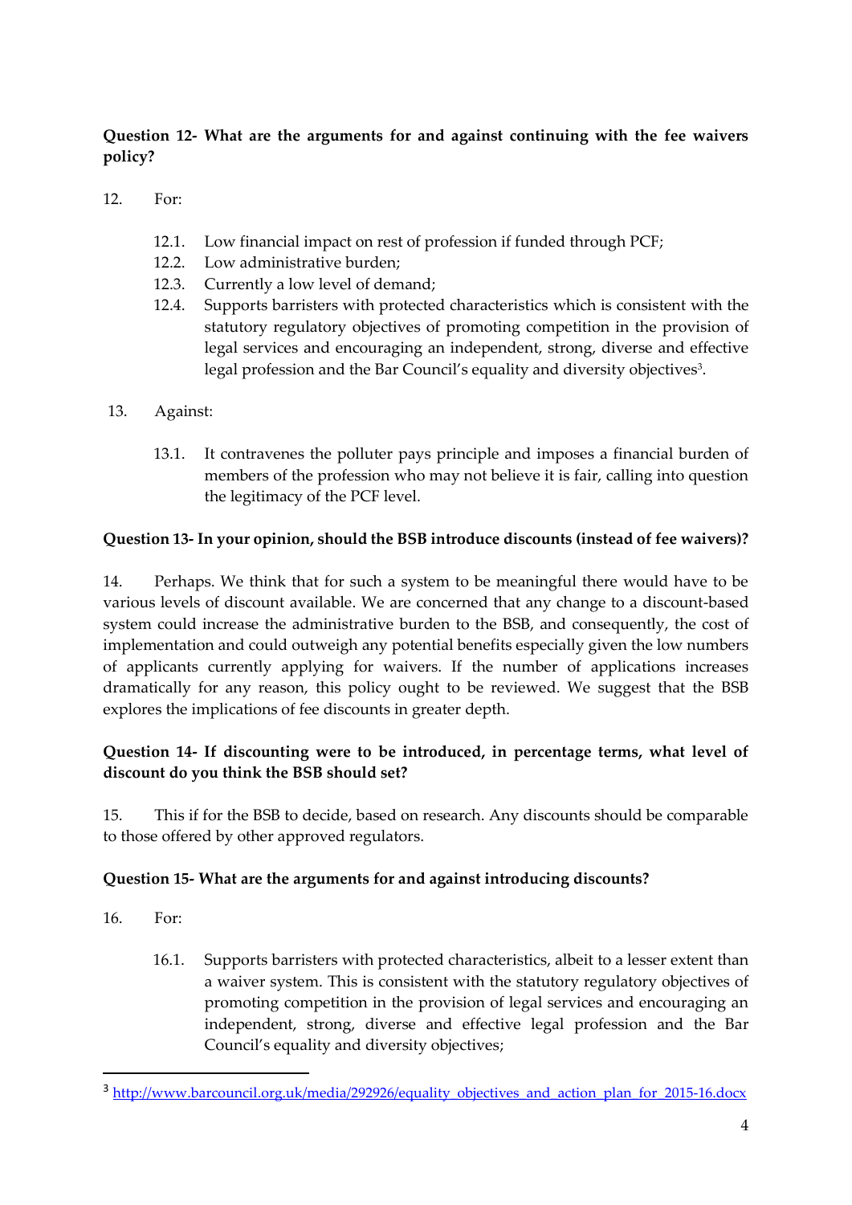**Question 12- What are the arguments for and against continuing with the fee waivers policy?**

12. For:

    12.1. Low financial impact on rest of profession if funded through PCF;

    12.2. Low administrative burden;

    12.3. Currently a low level of demand;

    12.4. Supports barristers with protected characteristics which is consistent with the statutory regulatory objectives of promoting competition in the provision of legal services and encouraging an independent, strong, diverse and effective legal profession and the Bar Council's equality and diversity objectives[3].

13. Against:

    13.1. It contravenes the polluter pays principle and imposes a financial burden of members of the profession who may not believe it is fair, calling into question the legitimacy of the PCF level.

**Question 13- In your opinion, should the BSB introduce discounts (instead of fee waivers)?**

14. Perhaps. We think that for such a system to be meaningful there would have to be various levels of discount available. We are concerned that any change to a discount-based system could increase the administrative burden to the BSB, and consequently, the cost of implementation and could outweigh any potential benefits especially given the low numbers of applicants currently applying for waivers. If the number of applications increases dramatically for any reason, this policy ought to be reviewed. We suggest that the BSB explores the implications of fee discounts in greater depth.

**Question 14- If discounting were to be introduced, in percentage terms, what level of discount do you think the BSB should set?**

15. This if for the BSB to decide, based on research. Any discounts should be comparable to those offered by other approved regulators.

**Question 15- What are the arguments for and against introducing discounts?**

16. For:

    16.1. Supports barristers with protected characteristics, albeit to a lesser extent than a waiver system. This is consistent with the statutory regulatory objectives of promoting competition in the provision of legal services and encouraging an independent, strong, diverse and effective legal profession and the Bar Council's equality and diversity objectives;

---

[3] http://www.barcouncil.org.uk/media/292926/equality_objectives_and_action_plan_for_2015-16.docx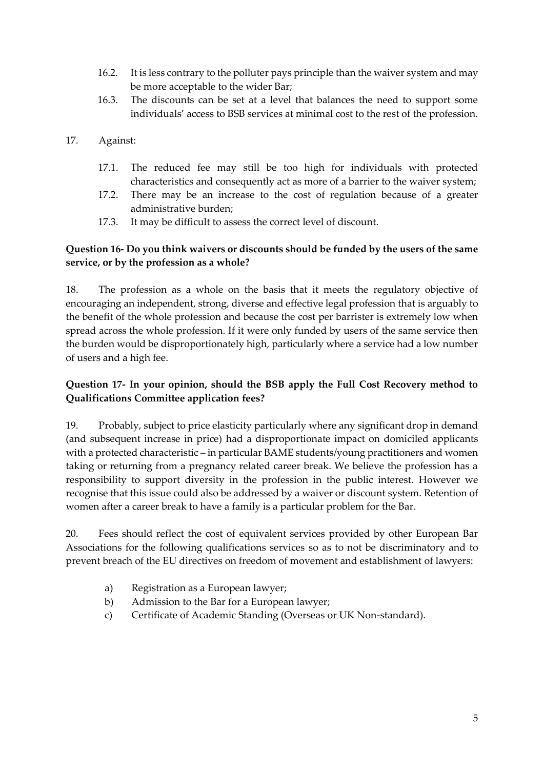16.2. It is less contrary to the polluter pays principle than the waiver system and may be more acceptable to the wider Bar;

16.3. The discounts can be set at a level that balances the need to support some individuals' access to BSB services at minimal cost to the rest of the profession.

17. Against:

17.1. The reduced fee may still be too high for individuals with protected characteristics and consequently act as more of a barrier to the waiver system;

17.2. There may be an increase to the cost of regulation because of a greater administrative burden;

17.3. It may be difficult to assess the correct level of discount.

**Question 16- Do you think waivers or discounts should be funded by the users of the same service, or by the profession as a whole?**

18. The profession as a whole on the basis that it meets the regulatory objective of encouraging an independent, strong, diverse and effective legal profession that is arguably to the benefit of the whole profession and because the cost per barrister is extremely low when spread across the whole profession. If it were only funded by users of the same service then the burden would be disproportionately high, particularly where a service had a low number of users and a high fee.

**Question 17- In your opinion, should the BSB apply the Full Cost Recovery method to Qualifications Committee application fees?**

19. Probably, subject to price elasticity particularly where any significant drop in demand (and subsequent increase in price) had a disproportionate impact on domiciled applicants with a protected characteristic – in particular BAME students/young practitioners and women taking or returning from a pregnancy related career break. We believe the profession has a responsibility to support diversity in the profession in the public interest. However we recognise that this issue could also be addressed by a waiver or discount system. Retention of women after a career break to have a family is a particular problem for the Bar.

20. Fees should reflect the cost of equivalent services provided by other European Bar Associations for the following qualifications services so as to not be discriminatory and to prevent breach of the EU directives on freedom of movement and establishment of lawyers:

a) Registration as a European lawyer;

b) Admission to the Bar for a European lawyer;

c) Certificate of Academic Standing (Overseas or UK Non-standard).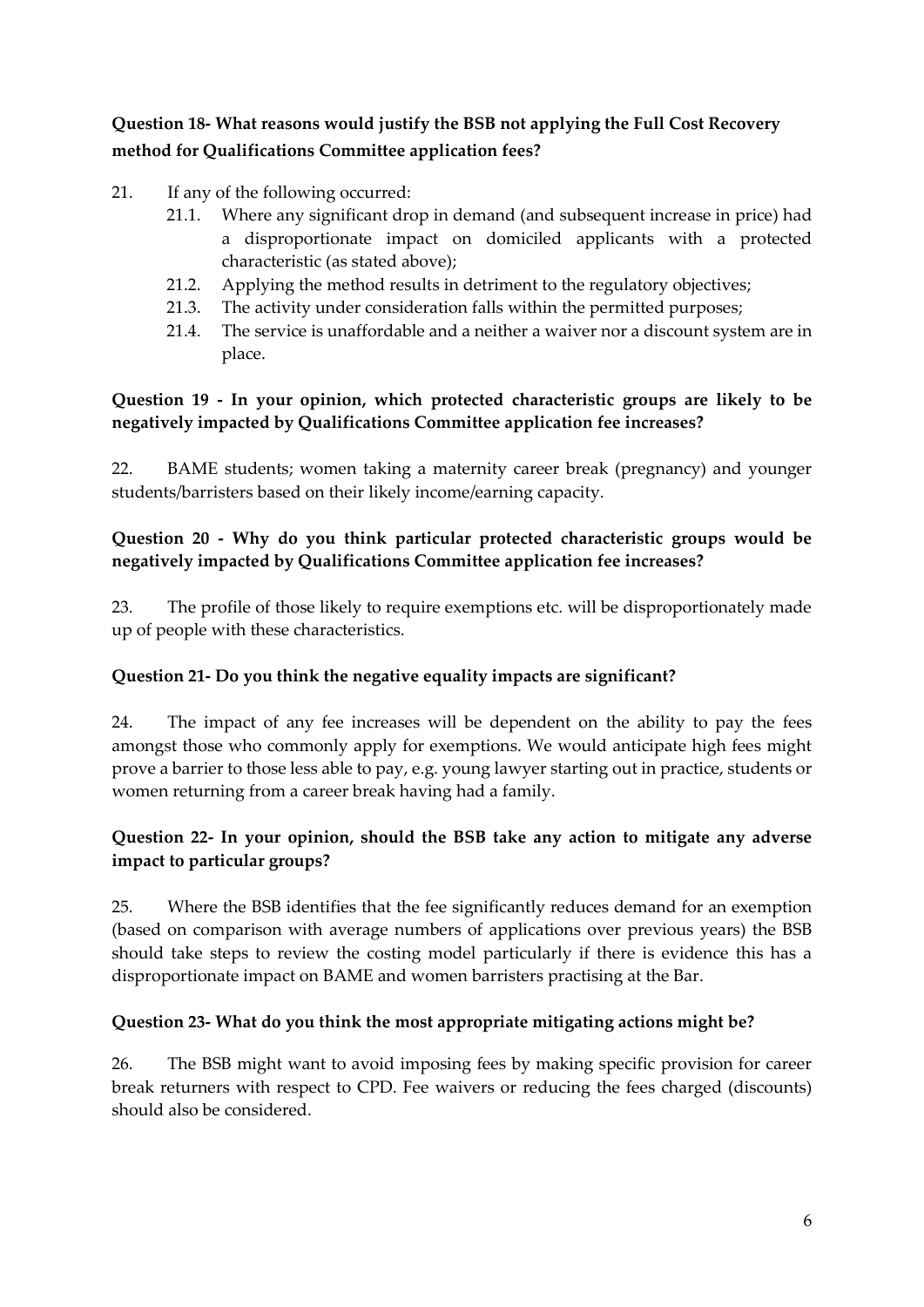**Question 18- What reasons would justify the BSB not applying the Full Cost Recovery method for Qualifications Committee application fees?**

21. If any of the following occurred:
    21.1. Where any significant drop in demand (and subsequent increase in price) had a disproportionate impact on domiciled applicants with a protected characteristic (as stated above);
    21.2. Applying the method results in detriment to the regulatory objectives;
    21.3. The activity under consideration falls within the permitted purposes;
    21.4. The service is unaffordable and a neither a waiver nor a discount system are in place.

**Question 19 - In your opinion, which protected characteristic groups are likely to be negatively impacted by Qualifications Committee application fee increases?**

22. BAME students; women taking a maternity career break (pregnancy) and younger students/barristers based on their likely income/earning capacity.

**Question 20 - Why do you think particular protected characteristic groups would be negatively impacted by Qualifications Committee application fee increases?**

23. The profile of those likely to require exemptions etc. will be disproportionately made up of people with these characteristics.

**Question 21- Do you think the negative equality impacts are significant?**

24. The impact of any fee increases will be dependent on the ability to pay the fees amongst those who commonly apply for exemptions. We would anticipate high fees might prove a barrier to those less able to pay, e.g. young lawyer starting out in practice, students or women returning from a career break having had a family.

**Question 22- In your opinion, should the BSB take any action to mitigate any adverse impact to particular groups?**

25. Where the BSB identifies that the fee significantly reduces demand for an exemption (based on comparison with average numbers of applications over previous years) the BSB should take steps to review the costing model particularly if there is evidence this has a disproportionate impact on BAME and women barristers practising at the Bar.

**Question 23- What do you think the most appropriate mitigating actions might be?**

26. The BSB might want to avoid imposing fees by making specific provision for career break returners with respect to CPD. Fee waivers or reducing the fees charged (discounts) should also be considered.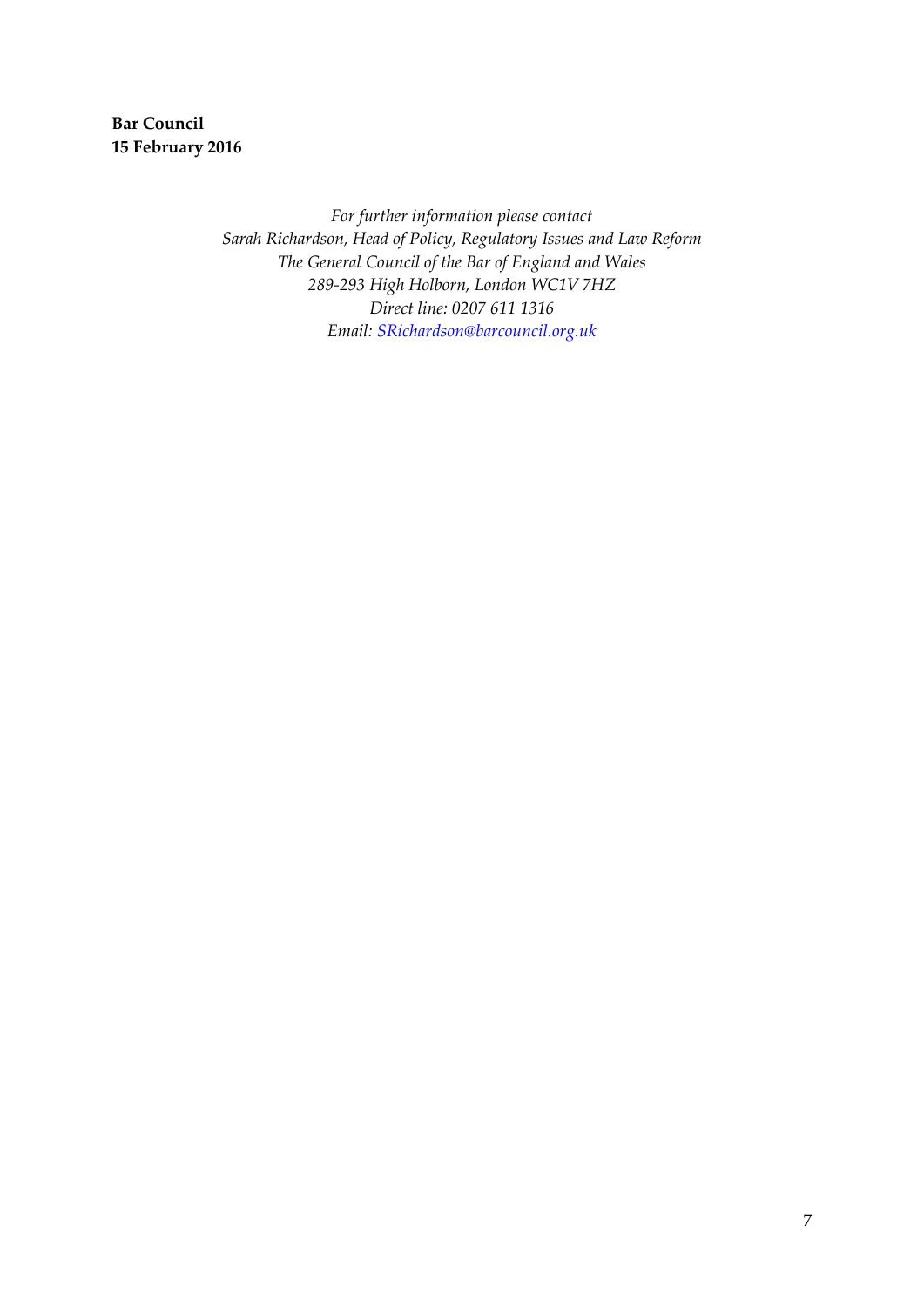**Bar Council**
**15 February 2016**

*For further information please contact*
*Sarah Richardson, Head of Policy, Regulatory Issues and Law Reform*
*The General Council of the Bar of England and Wales*
*289-293 High Holborn, London WC1V 7HZ*
*Direct line: 0207 611 1316*
*Email: SRichardson@barcouncil.org.uk*